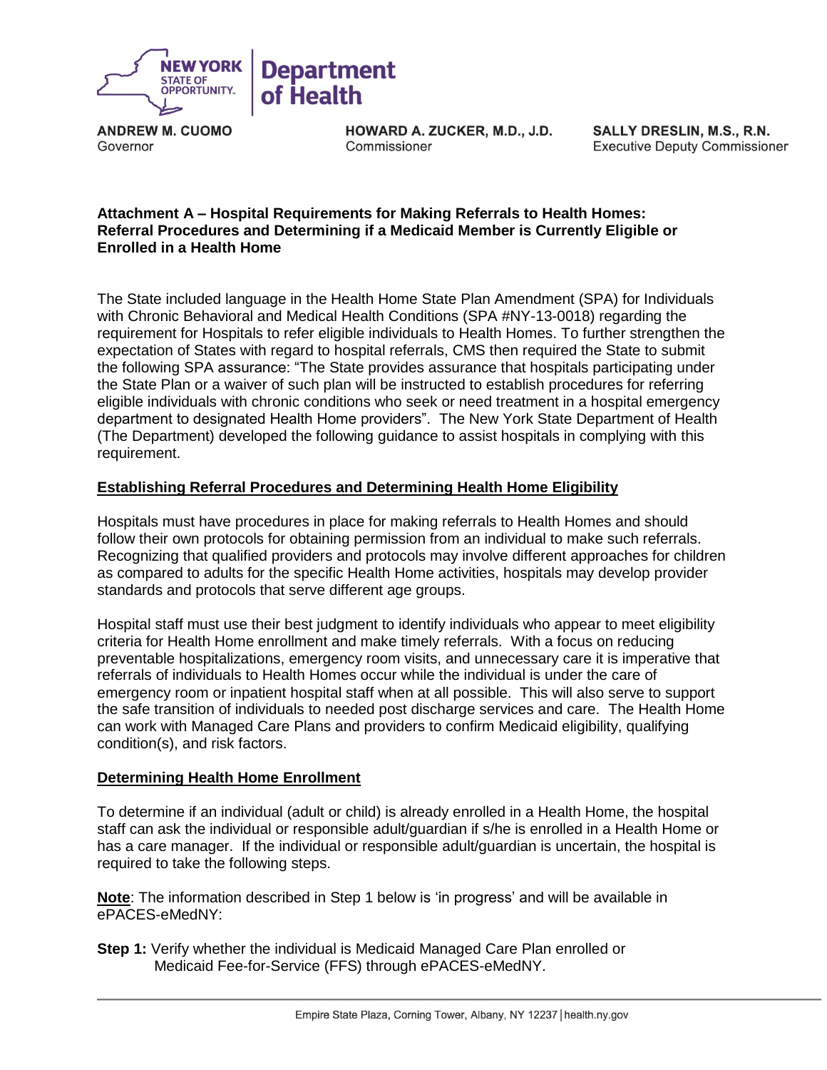NEW YORK STATE OF OPPORTUNITY. | Department of Health

**ANDREW M. CUOMO**
Governor

**HOWARD A. ZUCKER, M.D., J.D.**
Commissioner

**SALLY DRESLIN, M.S., R.N.**
Executive Deputy Commissioner

**Attachment A – Hospital Requirements for Making Referrals to Health Homes: Referral Procedures and Determining if a Medicaid Member is Currently Eligible or Enrolled in a Health Home**

The State included language in the Health Home State Plan Amendment (SPA) for Individuals with Chronic Behavioral and Medical Health Conditions (SPA #NY-13-0018) regarding the requirement for Hospitals to refer eligible individuals to Health Homes. To further strengthen the expectation of States with regard to hospital referrals, CMS then required the State to submit the following SPA assurance: "The State provides assurance that hospitals participating under the State Plan or a waiver of such plan will be instructed to establish procedures for referring eligible individuals with chronic conditions who seek or need treatment in a hospital emergency department to designated Health Home providers". The New York State Department of Health (The Department) developed the following guidance to assist hospitals in complying with this requirement.

**<u>Establishing Referral Procedures and Determining Health Home Eligibility</u>**

Hospitals must have procedures in place for making referrals to Health Homes and should follow their own protocols for obtaining permission from an individual to make such referrals. Recognizing that qualified providers and protocols may involve different approaches for children as compared to adults for the specific Health Home activities, hospitals may develop provider standards and protocols that serve different age groups.

Hospital staff must use their best judgment to identify individuals who appear to meet eligibility criteria for Health Home enrollment and make timely referrals. With a focus on reducing preventable hospitalizations, emergency room visits, and unnecessary care it is imperative that referrals of individuals to Health Homes occur while the individual is under the care of emergency room or inpatient hospital staff when at all possible. This will also serve to support the safe transition of individuals to needed post discharge services and care. The Health Home can work with Managed Care Plans and providers to confirm Medicaid eligibility, qualifying condition(s), and risk factors.

**<u>Determining Health Home Enrollment</u>**

To determine if an individual (adult or child) is already enrolled in a Health Home, the hospital staff can ask the individual or responsible adult/guardian if s/he is enrolled in a Health Home or has a care manager. If the individual or responsible adult/guardian is uncertain, the hospital is required to take the following steps.

**<u>Note</u>**: The information described in Step 1 below is 'in progress' and will be available in ePACES-eMedNY:

**Step 1:** Verify whether the individual is Medicaid Managed Care Plan enrolled or Medicaid Fee-for-Service (FFS) through ePACES-eMedNY.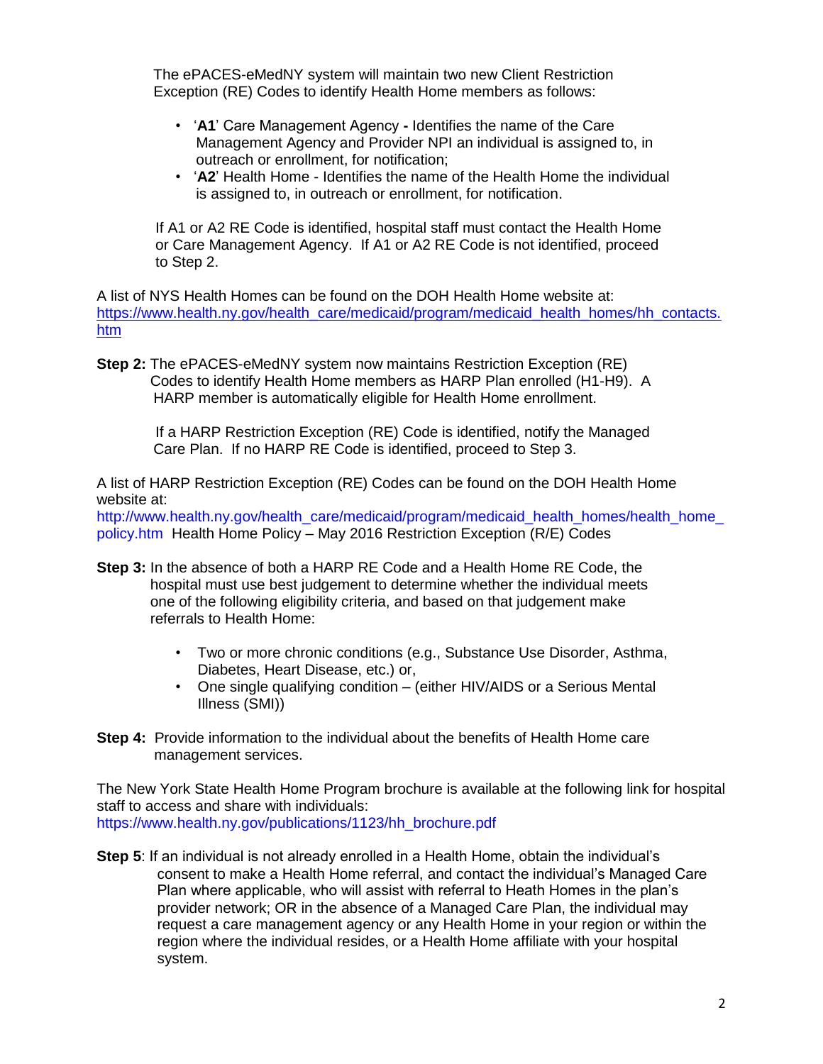The ePACES-eMedNY system will maintain two new Client Restriction Exception (RE) Codes to identify Health Home members as follows:

- '**A1**' Care Management Agency **-** Identifies the name of the Care Management Agency and Provider NPI an individual is assigned to, in outreach or enrollment, for notification;
- '**A2**' Health Home - Identifies the name of the Health Home the individual is assigned to, in outreach or enrollment, for notification.

If A1 or A2 RE Code is identified, hospital staff must contact the Health Home or Care Management Agency. If A1 or A2 RE Code is not identified, proceed to Step 2.

A list of NYS Health Homes can be found on the DOH Health Home website at: https://www.health.ny.gov/health_care/medicaid/program/medicaid_health_homes/hh_contacts.htm

**Step 2:** The ePACES-eMedNY system now maintains Restriction Exception (RE) Codes to identify Health Home members as HARP Plan enrolled (H1-H9). A HARP member is automatically eligible for Health Home enrollment.

If a HARP Restriction Exception (RE) Code is identified, notify the Managed Care Plan. If no HARP RE Code is identified, proceed to Step 3.

A list of HARP Restriction Exception (RE) Codes can be found on the DOH Health Home website at: http://www.health.ny.gov/health_care/medicaid/program/medicaid_health_homes/health_home_policy.htm Health Home Policy – May 2016 Restriction Exception (R/E) Codes

**Step 3:** In the absence of both a HARP RE Code and a Health Home RE Code, the hospital must use best judgement to determine whether the individual meets one of the following eligibility criteria, and based on that judgement make referrals to Health Home:

- Two or more chronic conditions (e.g., Substance Use Disorder, Asthma, Diabetes, Heart Disease, etc.) or,
- One single qualifying condition – (either HIV/AIDS or a Serious Mental Illness (SMI))

**Step 4:** Provide information to the individual about the benefits of Health Home care management services.

The New York State Health Home Program brochure is available at the following link for hospital staff to access and share with individuals: https://www.health.ny.gov/publications/1123/hh_brochure.pdf

**Step 5**: If an individual is not already enrolled in a Health Home, obtain the individual's consent to make a Health Home referral, and contact the individual's Managed Care Plan where applicable, who will assist with referral to Heath Homes in the plan's provider network; OR in the absence of a Managed Care Plan, the individual may request a care management agency or any Health Home in your region or within the region where the individual resides, or a Health Home affiliate with your hospital system.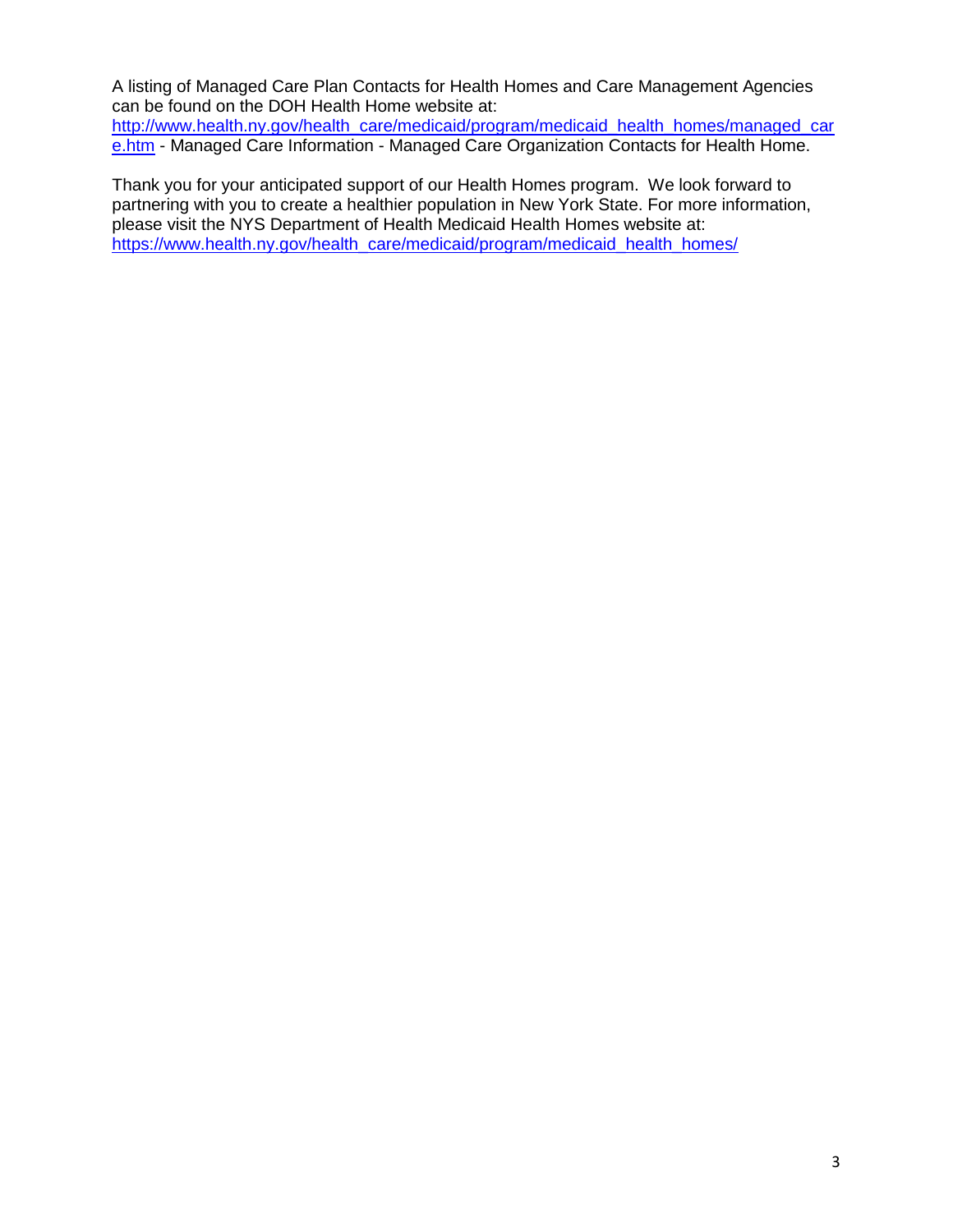A listing of Managed Care Plan Contacts for Health Homes and Care Management Agencies can be found on the DOH Health Home website at: [http://www.health.ny.gov/health_care/medicaid/program/medicaid_health_homes/managed_care.htm](http://www.health.ny.gov/health_care/medicaid/program/medicaid_health_homes/managed_care.htm) - Managed Care Information - Managed Care Organization Contacts for Health Home.

Thank you for your anticipated support of our Health Homes program. We look forward to partnering with you to create a healthier population in New York State. For more information, please visit the NYS Department of Health Medicaid Health Homes website at: [https://www.health.ny.gov/health_care/medicaid/program/medicaid_health_homes/](https://www.health.ny.gov/health_care/medicaid/program/medicaid_health_homes/)